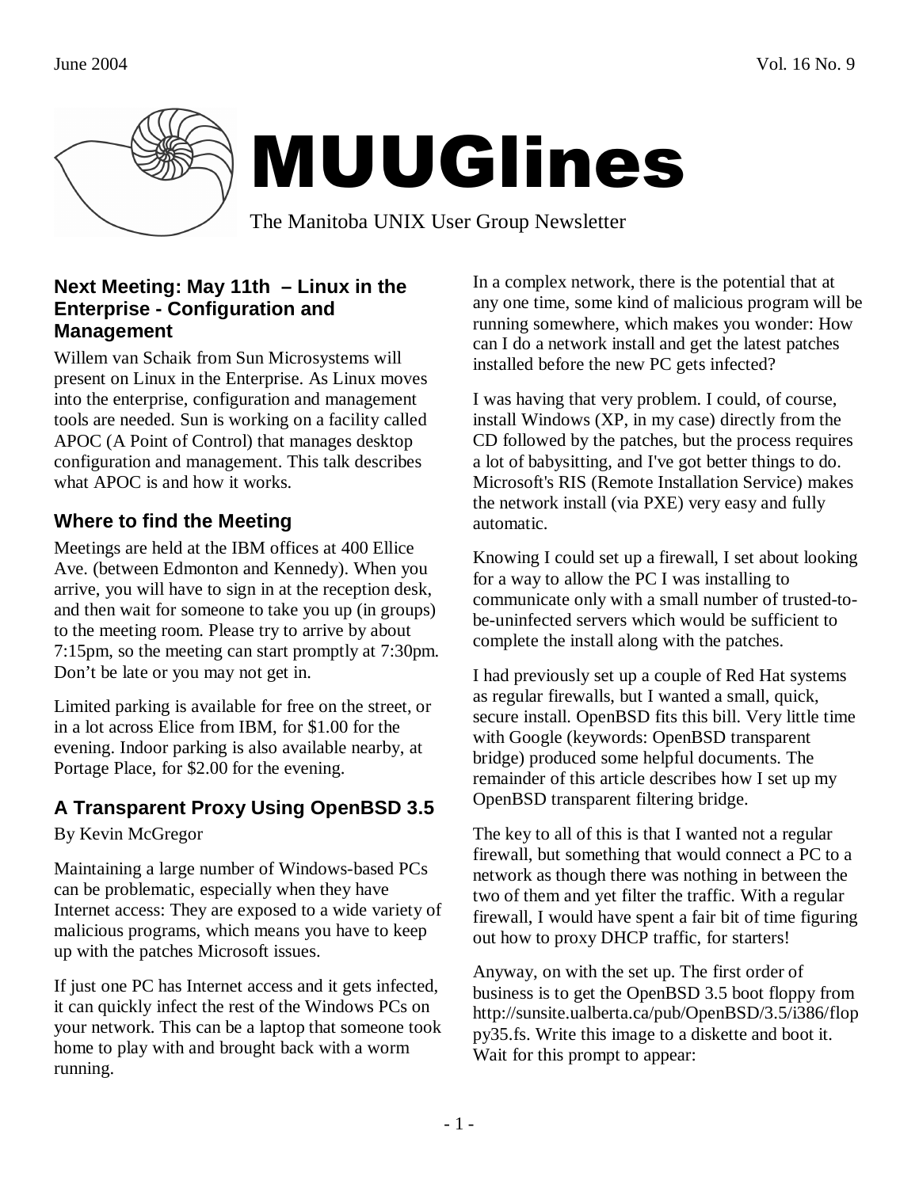# MUUGlines

The Manitoba UNIX User Group Newsletter

## Next Meeting: May 11th – Linux in the Enterprise - Configuration and Management

Willem van Schaik from Sun Microsystems will present on Linux in the Enterprise. As Linux moves into the enterprise, configuration and management tools are needed. Sun is working on a facility called APOC (A Point of Control) that manages desktop configuration and management. This talk describes what APOC is and how it works.

## Where to find the Meeting

Meetings are held at the IBM offices at 400 Ellice Ave. (between Edmonton and Kennedy). When you arrive, you will have to sign in at the reception desk, and then wait for someone to take you up (in groups) to the meeting room. Please try to arrive by about 7:15pm, so the meeting can start promptly at 7:30pm. Don't be late or you may not get in.

Limited parking is available for free on the street, or in a lot across Elice from IBM, for $1.00 for the evening. Indoor parking is also available nearby, at Portage Place, for $2.00 for the evening.

## A Transparent Proxy Using OpenBSD 3.5

By Kevin McGregor

Maintaining a large number of Windows-based PCs can be problematic, especially when they have Internet access: They are exposed to a wide variety of malicious programs, which means you have to keep up with the patches Microsoft issues.

If just one PC has Internet access and it gets infected, it can quickly infect the rest of the Windows PCs on your network. This can be a laptop that someone took home to play with and brought back with a worm running.

In a complex network, there is the potential that at any one time, some kind of malicious program will be running somewhere, which makes you wonder: How can I do a network install and get the latest patches installed before the new PC gets infected?

I was having that very problem. I could, of course, install Windows (XP, in my case) directly from the CD followed by the patches, but the process requires a lot of babysitting, and I've got better things to do. Microsoft's RIS (Remote Installation Service) makes the network install (via PXE) very easy and fully automatic.

Knowing I could set up a firewall, I set about looking for a way to allow the PC I was installing to communicate only with a small number of trusted-to-be-uninfected servers which would be sufficient to complete the install along with the patches.

I had previously set up a couple of Red Hat systems as regular firewalls, but I wanted a small, quick, secure install. OpenBSD fits this bill. Very little time with Google (keywords: OpenBSD transparent bridge) produced some helpful documents. The remainder of this article describes how I set up my OpenBSD transparent filtering bridge.

The key to all of this is that I wanted not a regular firewall, but something that would connect a PC to a network as though there was nothing in between the two of them and yet filter the traffic. With a regular firewall, I would have spent a fair bit of time figuring out how to proxy DHCP traffic, for starters!

Anyway, on with the set up. The first order of business is to get the OpenBSD 3.5 boot floppy from http://sunsite.ualberta.ca/pub/OpenBSD/3.5/i386/floppy35.fs. Write this image to a diskette and boot it. Wait for this prompt to appear: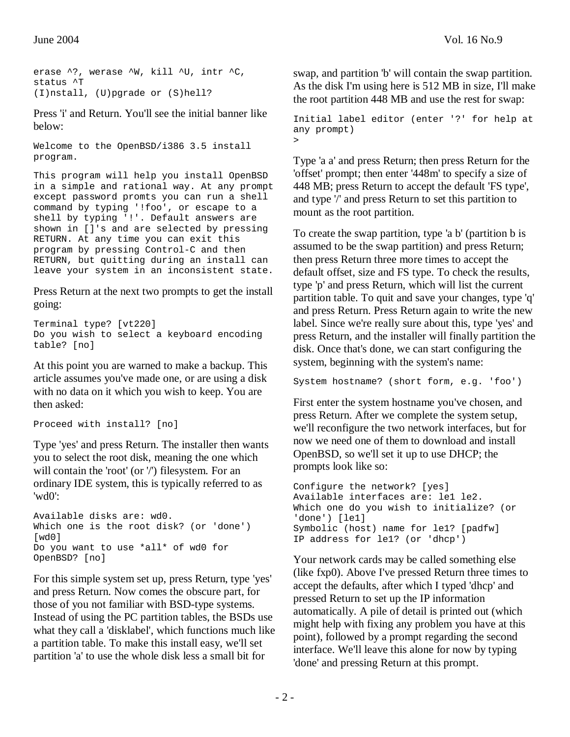```
erase ^?, werase ^W, kill ^U, intr ^C,
status ^T
(I)nstall, (U)pgrade or (S)hell?
```

Press 'i' and Return. You'll see the initial banner like below:

```
Welcome to the OpenBSD/i386 3.5 install
program.

This program will help you install OpenBSD
in a simple and rational way. At any prompt
except password promts you can run a shell
command by typing '!foo', or escape to a
shell by typing '!'. Default answers are
shown in []'s and are selected by pressing
RETURN. At any time you can exit this
program by pressing Control-C and then
RETURN, but quitting during an install can
leave your system in an inconsistent state.
```

Press Return at the next two prompts to get the install going:

```
Terminal type? [vt220]
Do you wish to select a keyboard encoding
table? [no]
```

At this point you are warned to make a backup. This article assumes you've made one, or are using a disk with no data on it which you wish to keep. You are then asked:

```
Proceed with install? [no]
```

Type 'yes' and press Return. The installer then wants you to select the root disk, meaning the one which will contain the 'root' (or '/') filesystem. For an ordinary IDE system, this is typically referred to as 'wd0':

```
Available disks are: wd0.
Which one is the root disk? (or 'done')
[wd0]
Do you want to use *all* of wd0 for
OpenBSD? [no]
```

For this simple system set up, press Return, type 'yes' and press Return. Now comes the obscure part, for those of you not familiar with BSD-type systems. Instead of using the PC partition tables, the BSDs use what they call a 'disklabel', which functions much like a partition table. To make this install easy, we'll set partition 'a' to use the whole disk less a small bit for swap, and partition 'b' will contain the swap partition. As the disk I'm using here is 512 MB in size, I'll make the root partition 448 MB and use the rest for swap:

```
Initial label editor (enter '?' for help at
any prompt)
>
```

Type 'a a' and press Return; then press Return for the 'offset' prompt; then enter '448m' to specify a size of 448 MB; press Return to accept the default 'FS type', and type '/' and press Return to set this partition to mount as the root partition.

To create the swap partition, type 'a b' (partition b is assumed to be the swap partition) and press Return; then press Return three more times to accept the default offset, size and FS type. To check the results, type 'p' and press Return, which will list the current partition table. To quit and save your changes, type 'q' and press Return. Press Return again to write the new label. Since we're really sure about this, type 'yes' and press Return, and the installer will finally partition the disk. Once that's done, we can start configuring the system, beginning with the system's name:

```
System hostname? (short form, e.g. 'foo')
```

First enter the system hostname you've chosen, and press Return. After we complete the system setup, we'll reconfigure the two network interfaces, but for now we need one of them to download and install OpenBSD, so we'll set it up to use DHCP; the prompts look like so:

```
Configure the network? [yes]
Available interfaces are: le1 le2.
Which one do you wish to initialize? (or
'done') [le1]
Symbolic (host) name for le1? [padfw]
IP address for le1? (or 'dhcp')
```

Your network cards may be called something else (like fxp0). Above I've pressed Return three times to accept the defaults, after which I typed 'dhcp' and pressed Return to set up the IP information automatically. A pile of detail is printed out (which might help with fixing any problem you have at this point), followed by a prompt regarding the second interface. We'll leave this alone for now by typing 'done' and pressing Return at this prompt.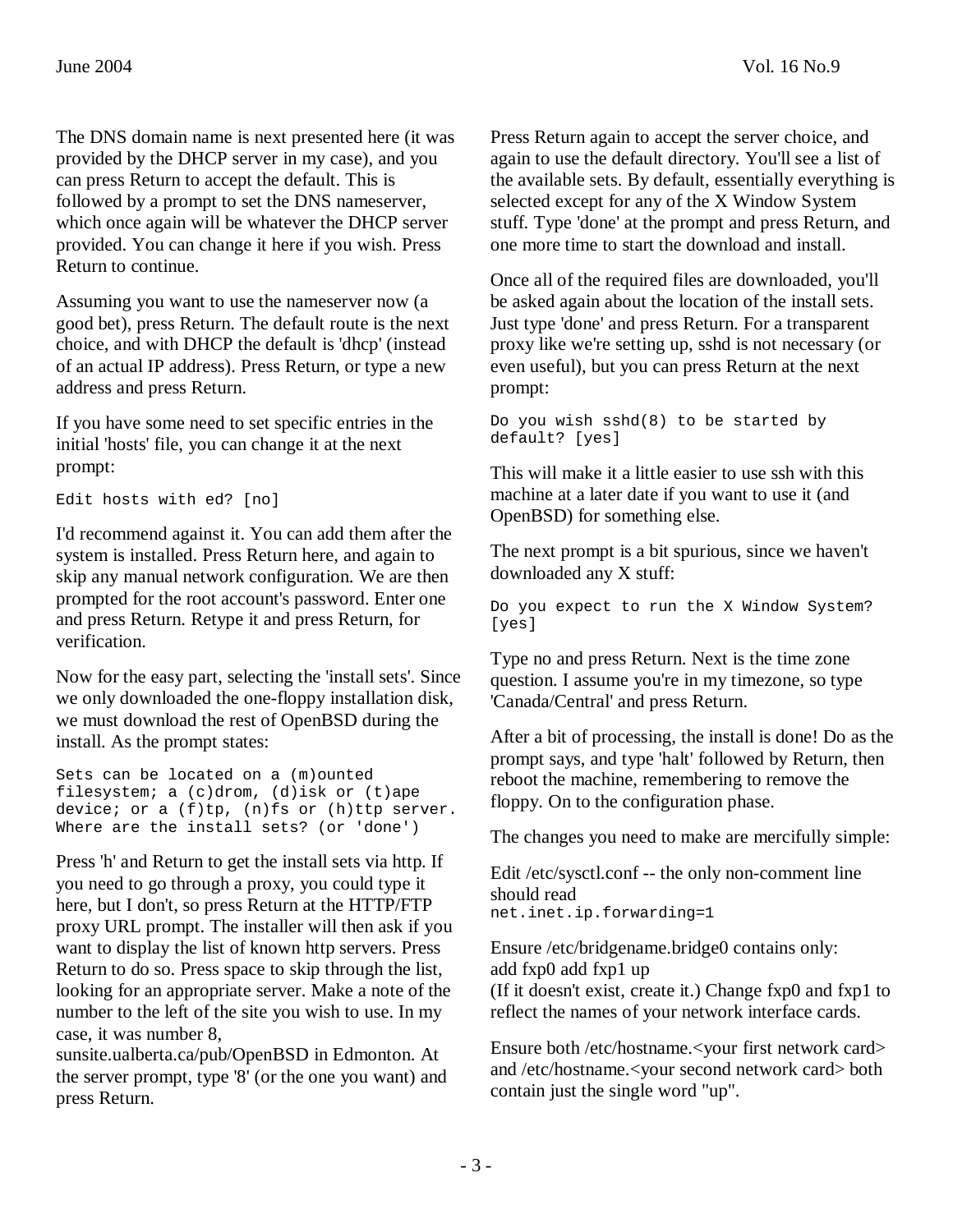The DNS domain name is next presented here (it was provided by the DHCP server in my case), and you can press Return to accept the default. This is followed by a prompt to set the DNS nameserver, which once again will be whatever the DHCP server provided. You can change it here if you wish. Press Return to continue.

Assuming you want to use the nameserver now (a good bet), press Return. The default route is the next choice, and with DHCP the default is 'dhcp' (instead of an actual IP address). Press Return, or type a new address and press Return.

If you have some need to set specific entries in the initial 'hosts' file, you can change it at the next prompt:

```
Edit hosts with ed? [no]
```

I'd recommend against it. You can add them after the system is installed. Press Return here, and again to skip any manual network configuration. We are then prompted for the root account's password. Enter one and press Return. Retype it and press Return, for verification.

Now for the easy part, selecting the 'install sets'. Since we only downloaded the one-floppy installation disk, we must download the rest of OpenBSD during the install. As the prompt states:

```
Sets can be located on a (m)ounted
filesystem; a (c)drom, (d)isk or (t)ape
device; or a (f)tp, (n)fs or (h)ttp server.
Where are the install sets? (or 'done')
```

Press 'h' and Return to get the install sets via http. If you need to go through a proxy, you could type it here, but I don't, so press Return at the HTTP/FTP proxy URL prompt. The installer will then ask if you want to display the list of known http servers. Press Return to do so. Press space to skip through the list, looking for an appropriate server. Make a note of the number to the left of the site you wish to use. In my case, it was number 8, sunsite.ualberta.ca/pub/OpenBSD in Edmonton. At the server prompt, type '8' (or the one you want) and press Return.

Press Return again to accept the server choice, and again to use the default directory. You'll see a list of the available sets. By default, essentially everything is selected except for any of the X Window System stuff. Type 'done' at the prompt and press Return, and one more time to start the download and install.

Once all of the required files are downloaded, you'll be asked again about the location of the install sets. Just type 'done' and press Return. For a transparent proxy like we're setting up, sshd is not necessary (or even useful), but you can press Return at the next prompt:

```
Do you wish sshd(8) to be started by
default? [yes]
```

This will make it a little easier to use ssh with this machine at a later date if you want to use it (and OpenBSD) for something else.

The next prompt is a bit spurious, since we haven't downloaded any X stuff:

```
Do you expect to run the X Window System?
[yes]
```

Type no and press Return. Next is the time zone question. I assume you're in my timezone, so type 'Canada/Central' and press Return.

After a bit of processing, the install is done! Do as the prompt says, and type 'halt' followed by Return, then reboot the machine, remembering to remove the floppy. On to the configuration phase.

The changes you need to make are mercifully simple:

Edit /etc/sysctl.conf -- the only non-comment line should read
`net.inet.ip.forwarding=1`

Ensure /etc/bridgename.bridge0 contains only:
add fxp0 add fxp1 up
(If it doesn't exist, create it.) Change fxp0 and fxp1 to reflect the names of your network interface cards.

Ensure both /etc/hostname.<your first network card> and /etc/hostname.<your second network card> both contain just the single word "up".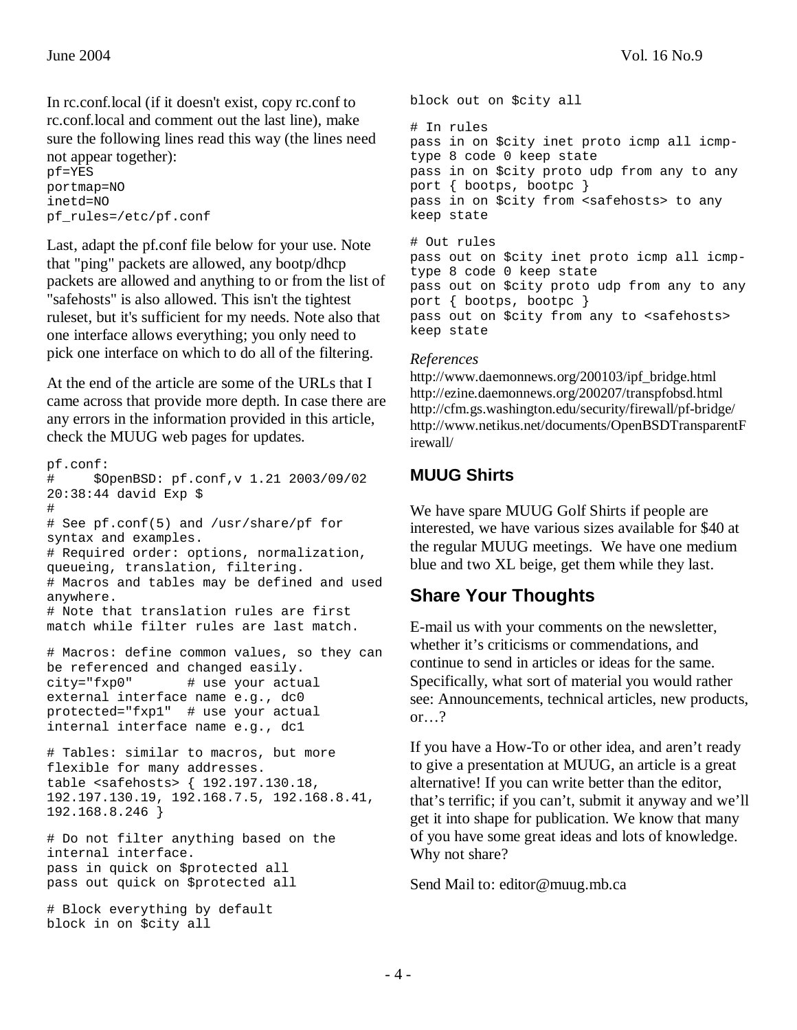In rc.conf.local (if it doesn't exist, copy rc.conf to rc.conf.local and comment out the last line), make sure the following lines read this way (the lines need not appear together):

```
pf=YES
portmap=NO
inetd=NO
pf_rules=/etc/pf.conf
```

Last, adapt the pf.conf file below for your use. Note that "ping" packets are allowed, any bootp/dhcp packets are allowed and anything to or from the list of "safehosts" is also allowed. This isn't the tightest ruleset, but it's sufficient for my needs. Note also that one interface allows everything; you only need to pick one interface on which to do all of the filtering.

At the end of the article are some of the URLs that I came across that provide more depth. In case there are any errors in the information provided in this article, check the MUUG web pages for updates.

```
pf.conf:
#     $OpenBSD: pf.conf,v 1.21 2003/09/02 20:38:44 david Exp $
#
# See pf.conf(5) and /usr/share/pf for syntax and examples.
# Required order: options, normalization, queueing, translation, filtering.
# Macros and tables may be defined and used anywhere.
# Note that translation rules are first match while filter rules are last match.

# Macros: define common values, so they can be referenced and changed easily.
city="fxp0"       # use your actual external interface name e.g., dc0
protected="fxp1"  # use your actual internal interface name e.g., dc1

# Tables: similar to macros, but more flexible for many addresses.
table <safehosts> { 192.197.130.18, 192.197.130.19, 192.168.7.5, 192.168.8.41, 192.168.8.246 }

# Do not filter anything based on the internal interface.
pass in quick on $protected all
pass out quick on $protected all

# Block everything by default
block in on $city all
block out on $city all

# In rules
pass in on $city inet proto icmp all icmp-type 8 code 0 keep state
pass in on $city proto udp from any to any port { bootps, bootpc }
pass in on $city from <safehosts> to any keep state

# Out rules
pass out on $city inet proto icmp all icmp-type 8 code 0 keep state
pass out on $city proto udp from any to any port { bootps, bootpc }
pass out on $city from any to <safehosts> keep state
```

*References*

http://www.daemonnews.org/200103/ipf_bridge.html
http://ezine.daemonnews.org/200207/transpfobsd.html
http://cfm.gs.washington.edu/security/firewall/pf-bridge/
http://www.netikus.net/documents/OpenBSDTransparentFirewall/

## MUUG Shirts

We have spare MUUG Golf Shirts if people are interested, we have various sizes available for $40 at the regular MUUG meetings. We have one medium blue and two XL beige, get them while they last.

## Share Your Thoughts

E-mail us with your comments on the newsletter, whether it's criticisms or commendations, and continue to send in articles or ideas for the same. Specifically, what sort of material you would rather see: Announcements, technical articles, new products, or…?

If you have a How-To or other idea, and aren't ready to give a presentation at MUUG, an article is a great alternative! If you can write better than the editor, that's terrific; if you can't, submit it anyway and we'll get it into shape for publication. We know that many of you have some great ideas and lots of knowledge. Why not share?

Send Mail to: editor@muug.mb.ca